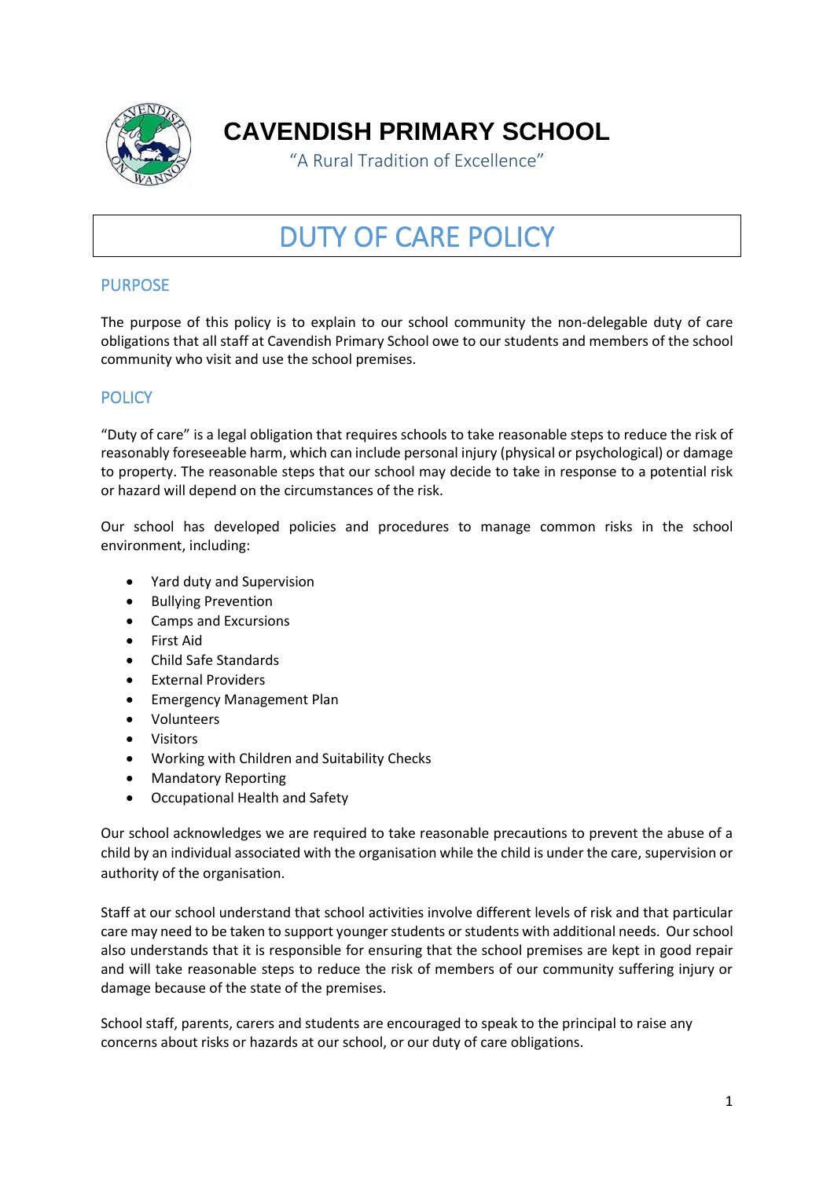# CAVENDISH PRIMARY SCHOOL

"A Rural Tradition of Excellence"

# DUTY OF CARE POLICY

## PURPOSE

The purpose of this policy is to explain to our school community the non-delegable duty of care obligations that all staff at Cavendish Primary School owe to our students and members of the school community who visit and use the school premises.

## POLICY

"Duty of care" is a legal obligation that requires schools to take reasonable steps to reduce the risk of reasonably foreseeable harm, which can include personal injury (physical or psychological) or damage to property. The reasonable steps that our school may decide to take in response to a potential risk or hazard will depend on the circumstances of the risk.

Our school has developed policies and procedures to manage common risks in the school environment, including:

- Yard duty and Supervision
- Bullying Prevention
- Camps and Excursions
- First Aid
- Child Safe Standards
- External Providers
- Emergency Management Plan
- Volunteers
- Visitors
- Working with Children and Suitability Checks
- Mandatory Reporting
- Occupational Health and Safety

Our school acknowledges we are required to take reasonable precautions to prevent the abuse of a child by an individual associated with the organisation while the child is under the care, supervision or authority of the organisation.

Staff at our school understand that school activities involve different levels of risk and that particular care may need to be taken to support younger students or students with additional needs. Our school also understands that it is responsible for ensuring that the school premises are kept in good repair and will take reasonable steps to reduce the risk of members of our community suffering injury or damage because of the state of the premises.

School staff, parents, carers and students are encouraged to speak to the principal to raise any concerns about risks or hazards at our school, or our duty of care obligations.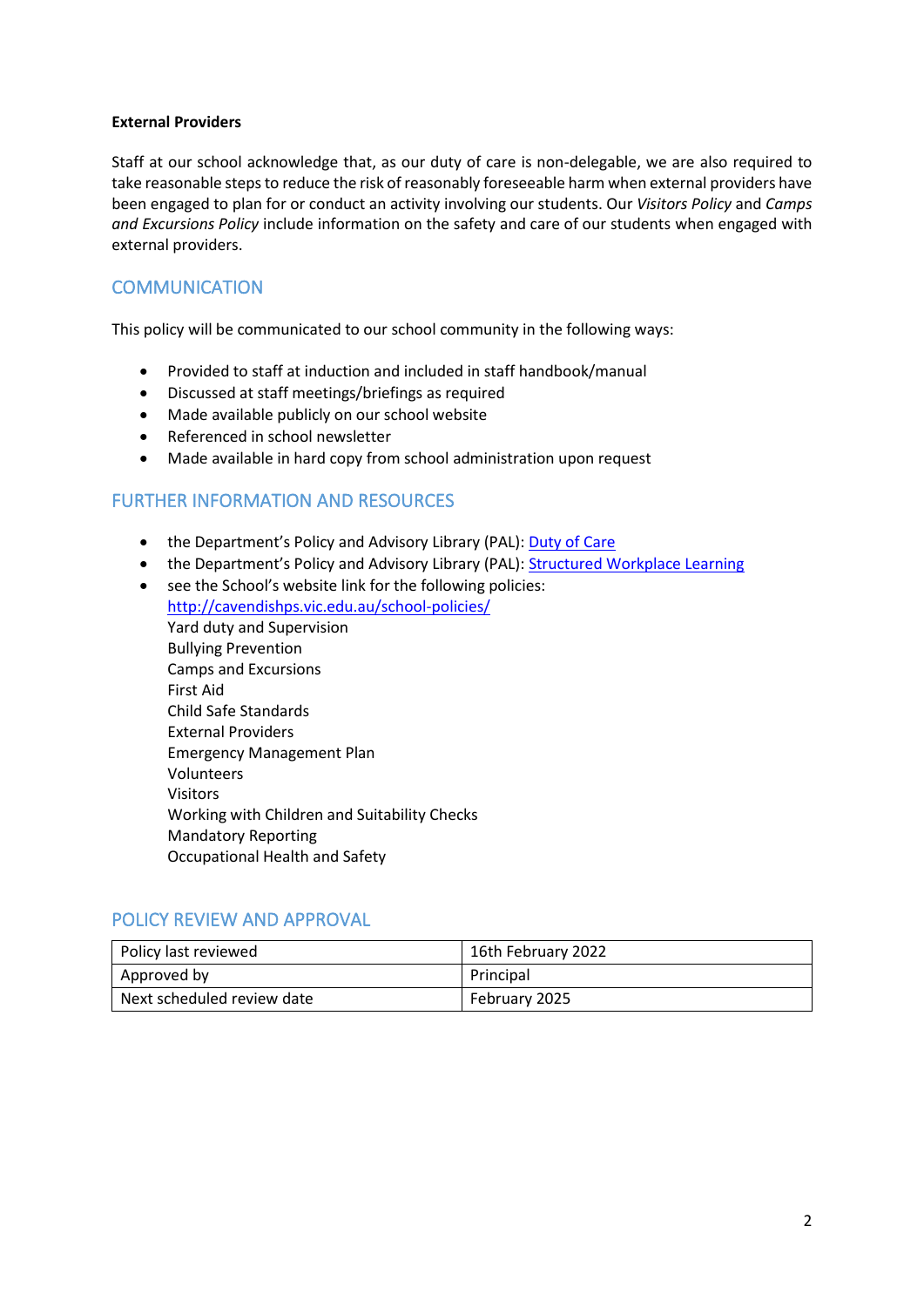**External Providers**

Staff at our school acknowledge that, as our duty of care is non-delegable, we are also required to take reasonable steps to reduce the risk of reasonably foreseeable harm when external providers have been engaged to plan for or conduct an activity involving our students. Our *Visitors Policy* and *Camps and Excursions Policy* include information on the safety and care of our students when engaged with external providers.

## COMMUNICATION

This policy will be communicated to our school community in the following ways:

- Provided to staff at induction and included in staff handbook/manual
- Discussed at staff meetings/briefings as required
- Made available publicly on our school website
- Referenced in school newsletter
- Made available in hard copy from school administration upon request

## FURTHER INFORMATION AND RESOURCES

- the Department's Policy and Advisory Library (PAL): Duty of Care
- the Department's Policy and Advisory Library (PAL): Structured Workplace Learning
- see the School's website link for the following policies: http://cavendishps.vic.edu.au/school-policies/
  Yard duty and Supervision
  Bullying Prevention
  Camps and Excursions
  First Aid
  Child Safe Standards
  External Providers
  Emergency Management Plan
  Volunteers
  Visitors
  Working with Children and Suitability Checks
  Mandatory Reporting
  Occupational Health and Safety

## POLICY REVIEW AND APPROVAL

| | |
|---|---|
| Policy last reviewed | 16th February 2022 |
| Approved by | Principal |
| Next scheduled review date | February 2025 |